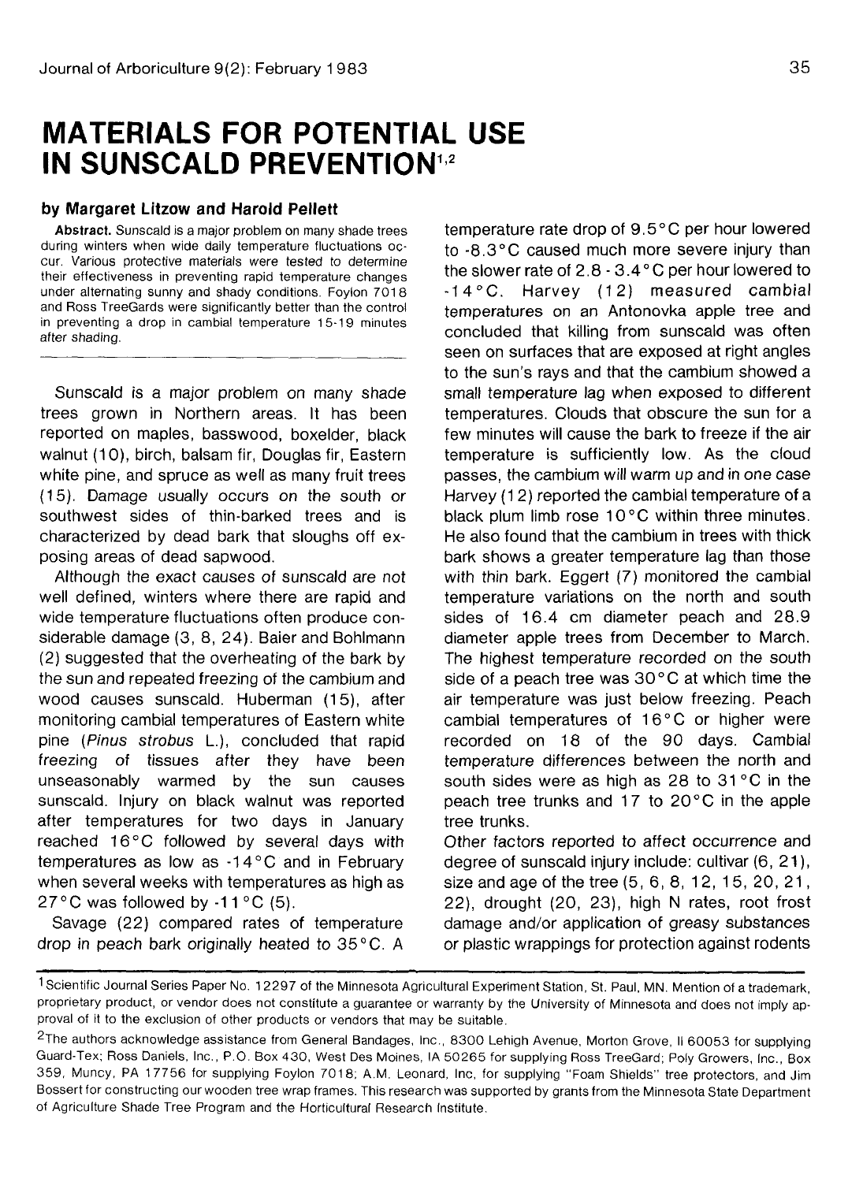# MATERIALS FOR POTENTIAL USE IN SUNSCALD PREVENTION[1,2]

**by Margaret Litzow and Harold Pellett**

**Abstract.** Sunscald is a major problem on many shade trees during winters when wide daily temperature fluctuations occur. Various protective materials were tested to determine their effectiveness in preventing rapid temperature changes under alternating sunny and shady conditions. Foylon 7018 and Ross TreeGards were significantly better than the control in preventing a drop in cambial temperature 15-19 minutes after shading.

Sunscald is a major problem on many shade trees grown in Northern areas. It has been reported on maples, basswood, boxelder, black walnut (10), birch, balsam fir, Douglas fir, Eastern white pine, and spruce as well as many fruit trees (15). Damage usually occurs on the south or southwest sides of thin-barked trees and is characterized by dead bark that sloughs off exposing areas of dead sapwood.

Although the exact causes of sunscald are not well defined, winters where there are rapid and wide temperature fluctuations often produce considerable damage (3, 8, 24). Baier and Bohlmann (2) suggested that the overheating of the bark by the sun and repeated freezing of the cambium and wood causes sunscald. Huberman (15), after monitoring cambial temperatures of Eastern white pine (*Pinus strobus* L.), concluded that rapid freezing of tissues after they have been unseasonably warmed by the sun causes sunscald. Injury on black walnut was reported after temperatures for two days in January reached 16°C followed by several days with temperatures as low as -14°C and in February when several weeks with temperatures as high as 27°C was followed by -11°C (5).

Savage (22) compared rates of temperature drop in peach bark originally heated to 35°C. A temperature rate drop of 9.5°C per hour lowered to -8.3°C caused much more severe injury than the slower rate of 2.8 - 3.4°C per hour lowered to -14°C. Harvey (12) measured cambial temperatures on an Antonovka apple tree and concluded that killing from sunscald was often seen on surfaces that are exposed at right angles to the sun's rays and that the cambium showed a small temperature lag when exposed to different temperatures. Clouds that obscure the sun for a few minutes will cause the bark to freeze if the air temperature is sufficiently low. As the cloud passes, the cambium will warm up and in one case Harvey (12) reported the cambial temperature of a black plum limb rose 10°C within three minutes. He also found that the cambium in trees with thick bark shows a greater temperature lag than those with thin bark. Eggert (7) monitored the cambial temperature variations on the north and south sides of 16.4 cm diameter peach and 28.9 diameter apple trees from December to March. The highest temperature recorded on the south side of a peach tree was 30°C at which time the air temperature was just below freezing. Peach cambial temperatures of 16°C or higher were recorded on 18 of the 90 days. Cambial temperature differences between the north and south sides were as high as 28 to 31°C in the peach tree trunks and 17 to 20°C in the apple tree trunks.

Other factors reported to affect occurrence and degree of sunscald injury include: cultivar (6, 21), size and age of the tree (5, 6, 8, 12, 15, 20, 21, 22), drought (20, 23), high N rates, root frost damage and/or application of greasy substances or plastic wrappings for protection against rodents

---

[1] Scientific Journal Series Paper No. 12297 of the Minnesota Agricultural Experiment Station, St. Paul, MN. Mention of a trademark, proprietary product, or vendor does not constitute a guarantee or warranty by the University of Minnesota and does not imply approval of it to the exclusion of other products or vendors that may be suitable.

[2] The authors acknowledge assistance from General Bandages, Inc., 8300 Lehigh Avenue, Morton Grove, Il 60053 for supplying Guard-Tex; Ross Daniels, Inc., P.O. Box 430, West Des Moines, IA 50265 for supplying Ross TreeGard; Poly Growers, Inc., Box 359, Muncy, PA 17756 for supplying Foylon 7018; A.M. Leonard, Inc, for supplying "Foam Shields" tree protectors, and Jim Bossert for constructing our wooden tree wrap frames. This research was supported by grants from the Minnesota State Department of Agriculture Shade Tree Program and the Horticultural Research Institute.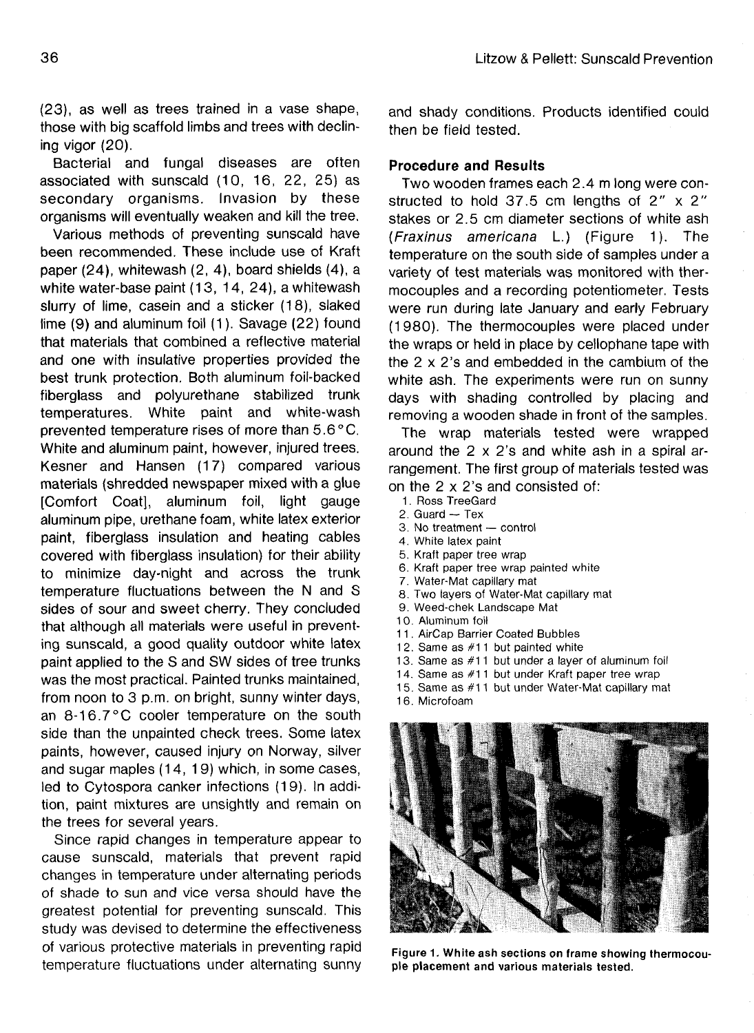(23), as well as trees trained in a vase shape, those with big scaffold limbs and trees with declining vigor (20).

Bacterial and fungal diseases are often associated with sunscald (10, 16, 22, 25) as secondary organisms. Invasion by these organisms will eventually weaken and kill the tree.

Various methods of preventing sunscald have been recommended. These include use of Kraft paper (24), whitewash (2, 4), board shields (4), a white water-base paint (13, 14, 24), a whitewash slurry of lime, casein and a sticker (18), slaked lime (9) and aluminum foil (1). Savage (22) found that materials that combined a reflective material and one with insulative properties provided the best trunk protection. Both aluminum foil-backed fiberglass and polyurethane stabilized trunk temperatures. White paint and white-wash prevented temperature rises of more than 5.6°C. White and aluminum paint, however, injured trees. Kesner and Hansen (17) compared various materials (shredded newspaper mixed with a glue [Comfort Coat], aluminum foil, light gauge aluminum pipe, urethane foam, white latex exterior paint, fiberglass insulation and heating cables covered with fiberglass insulation) for their ability to minimize day-night and across the trunk temperature fluctuations between the N and S sides of sour and sweet cherry. They concluded that although all materials were useful in preventing sunscald, a good quality outdoor white latex paint applied to the S and SW sides of tree trunks was the most practical. Painted trunks maintained, from noon to 3 p.m. on bright, sunny winter days, an 8-16.7°C cooler temperature on the south side than the unpainted check trees. Some latex paints, however, caused injury on Norway, silver and sugar maples (14, 19) which, in some cases, led to Cytospora canker infections (19). In addition, paint mixtures are unsightly and remain on the trees for several years.

Since rapid changes in temperature appear to cause sunscald, materials that prevent rapid changes in temperature under alternating periods of shade to sun and vice versa should have the greatest potential for preventing sunscald. This study was devised to determine the effectiveness of various protective materials in preventing rapid temperature fluctuations under alternating sunny and shady conditions. Products identified could then be field tested.

## Procedure and Results

Two wooden frames each 2.4 m long were constructed to hold 37.5 cm lengths of 2" x 2" stakes or 2.5 cm diameter sections of white ash (*Fraxinus americana* L.) (Figure 1). The temperature on the south side of samples under a variety of test materials was monitored with thermocouples and a recording potentiometer. Tests were run during late January and early February (1980). The thermocouples were placed under the wraps or held in place by cellophane tape with the 2 x 2's and embedded in the cambium of the white ash. The experiments were run on sunny days with shading controlled by placing and removing a wooden shade in front of the samples.

The wrap materials tested were wrapped around the 2 x 2's and white ash in a spiral arrangement. The first group of materials tested was on the 2 x 2's and consisted of:

1. Ross TreeGard
2. Guard — Tex
3. No treatment — control
4. White latex paint
5. Kraft paper tree wrap
6. Kraft paper tree wrap painted white
7. Water-Mat capillary mat
8. Two layers of Water-Mat capillary mat
9. Weed-chek Landscape Mat
10. Aluminum foil
11. AirCap Barrier Coated Bubbles
12. Same as #11 but painted white
13. Same as #11 but under a layer of aluminum foil
14. Same as #11 but under Kraft paper tree wrap
15. Same as #11 but under Water-Mat capillary mat
16. Microfoam

**Figure 1. White ash sections on frame showing thermocouple placement and various materials tested.**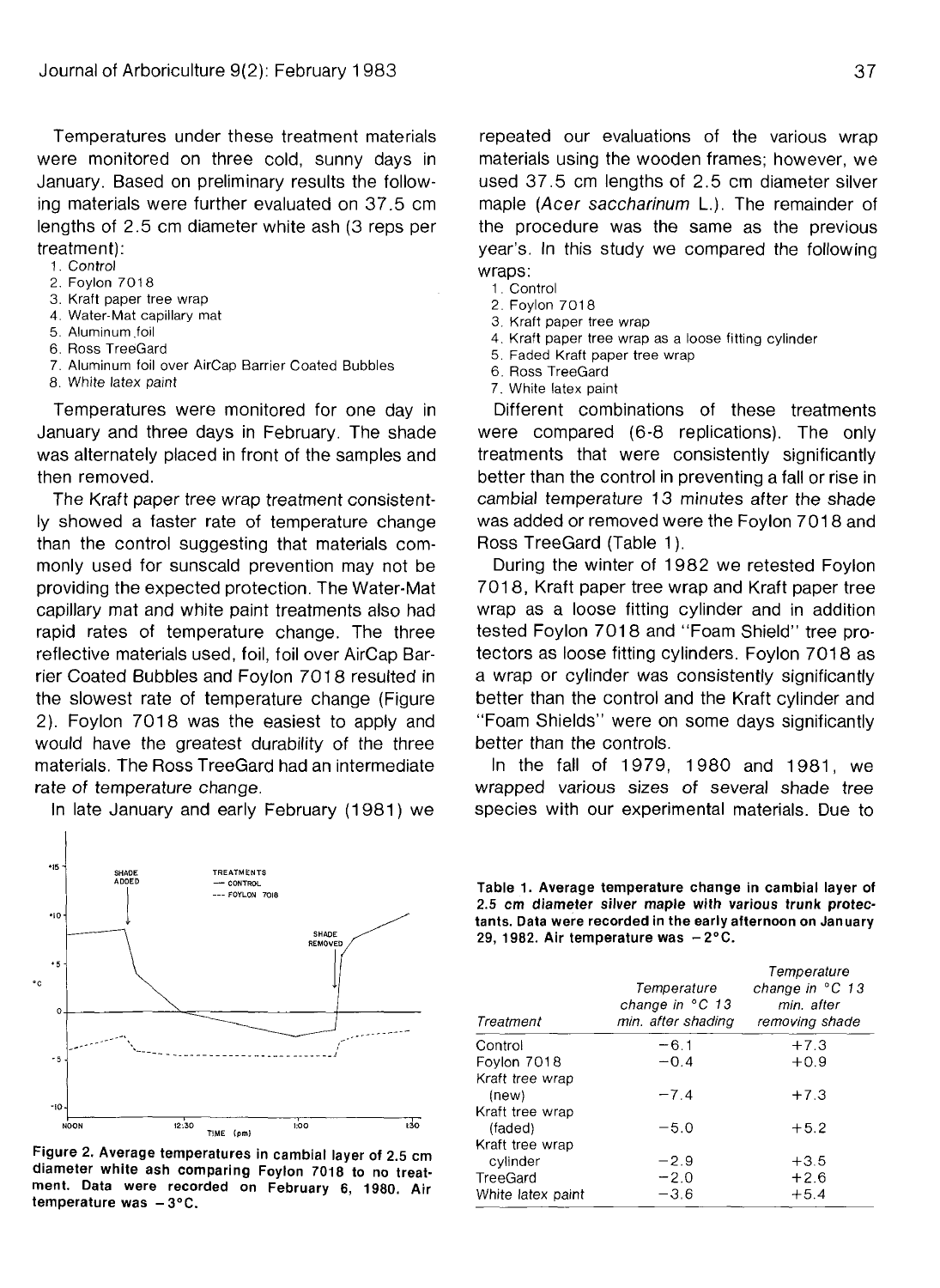Temperatures under these treatment materials were monitored on three cold, sunny days in January. Based on preliminary results the following materials were further evaluated on 37.5 cm lengths of 2.5 cm diameter white ash (3 reps per treatment):

1. Control
2. Foylon 7018
3. Kraft paper tree wrap
4. Water-Mat capillary mat
5. Aluminum foil
6. Ross TreeGard
7. Aluminum foil over AirCap Barrier Coated Bubbles
8. White latex paint

Temperatures were monitored for one day in January and three days in February. The shade was alternately placed in front of the samples and then removed.

The Kraft paper tree wrap treatment consistently showed a faster rate of temperature change than the control suggesting that materials commonly used for sunscald prevention may not be providing the expected protection. The Water-Mat capillary mat and white paint treatments also had rapid rates of temperature change. The three reflective materials used, foil, foil over AirCap Barrier Coated Bubbles and Foylon 7018 resulted in the slowest rate of temperature change (Figure 2). Foylon 7018 was the easiest to apply and would have the greatest durability of the three materials. The Ross TreeGard had an intermediate rate of temperature change.

In late January and early February (1981) we repeated our evaluations of the various wrap materials using the wooden frames; however, we used 37.5 cm lengths of 2.5 cm diameter silver maple (*Acer saccharinum* L.). The remainder of the procedure was the same as the previous year's. In this study we compared the following wraps:

1. Control
2. Foylon 7018
3. Kraft paper tree wrap
4. Kraft paper tree wrap as a loose fitting cylinder
5. Faded Kraft paper tree wrap
6. Ross TreeGard
7. White latex paint

Different combinations of these treatments were compared (6-8 replications). The only treatments that were consistently significantly better than the control in preventing a fall or rise in cambial temperature 13 minutes after the shade was added or removed were the Foylon 7018 and Ross TreeGard (Table 1).

During the winter of 1982 we retested Foylon 7018, Kraft paper tree wrap and Kraft paper tree wrap as a loose fitting cylinder and in addition tested Foylon 7018 and "Foam Shield" tree protectors as loose fitting cylinders. Foylon 7018 as a wrap or cylinder was consistently significantly better than the control and the Kraft cylinder and "Foam Shields" were on some days significantly better than the controls.

In the fall of 1979, 1980 and 1981, we wrapped various sizes of several shade tree species with our experimental materials. Due to

Figure 2. Average temperatures in cambial layer of 2.5 cm diameter white ash comparing Foylon 7018 to no treatment. Data were recorded on February 6, 1980. Air temperature was −3°C.

**Table 1. Average temperature change in cambial layer of 2.5 cm diameter silver maple with various trunk protectants. Data were recorded in the early afternoon on January 29, 1982. Air temperature was −2°C.**

| Treatment | Temperature change in °C 13 min. after shading | Temperature change in °C 13 min. after removing shade |
|---|---|---|
| Control | −6.1 | +7.3 |
| Foylon 7018 | −0.4 | +0.9 |
| Kraft tree wrap (new) | −7.4 | +7.3 |
| Kraft tree wrap (faded) | −5.0 | +5.2 |
| Kraft tree wrap cylinder | −2.9 | +3.5 |
| TreeGard | −2.0 | +2.6 |
| White latex paint | −3.6 | +5.4 |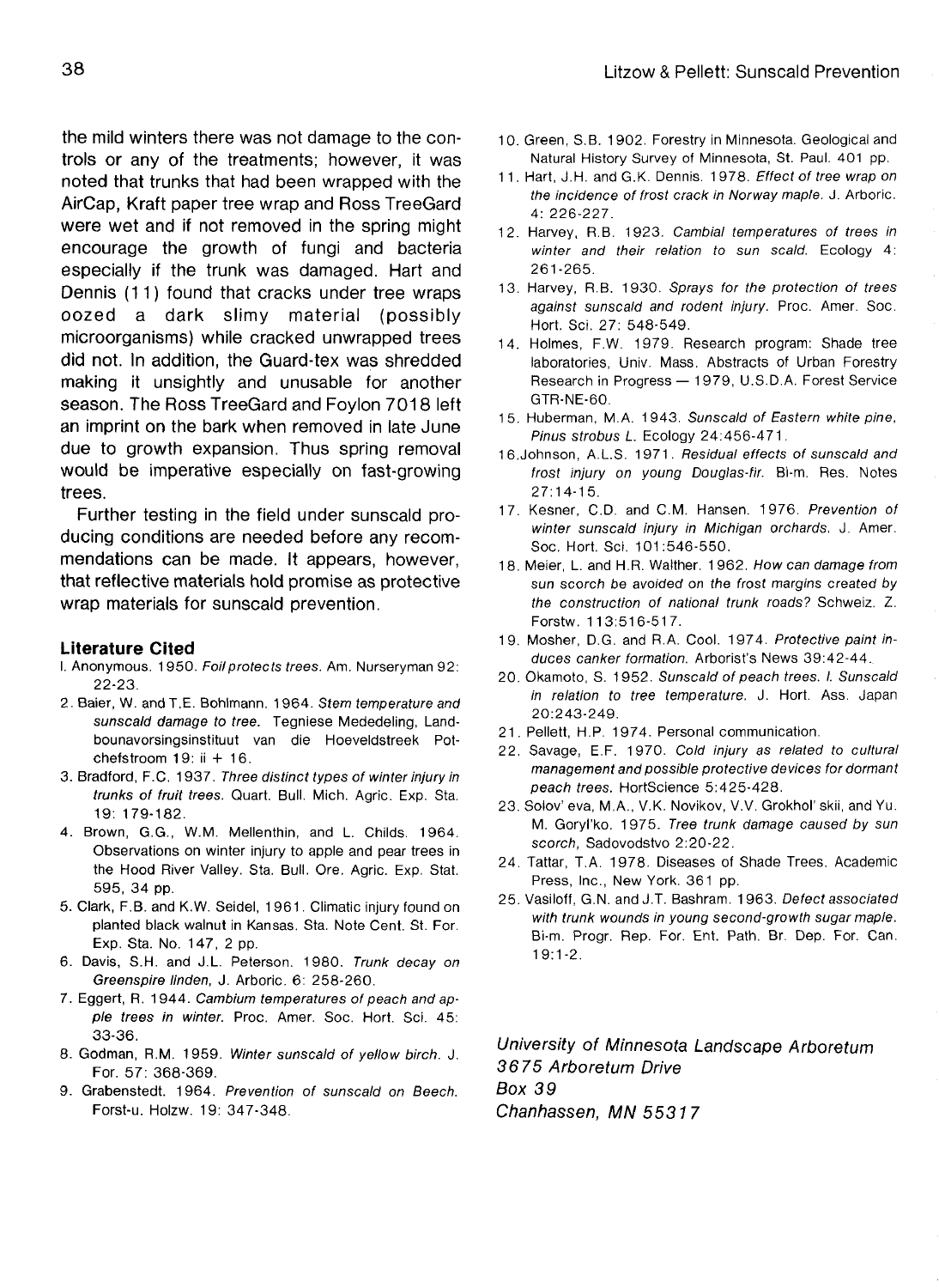the mild winters there was not damage to the controls or any of the treatments; however, it was noted that trunks that had been wrapped with the AirCap, Kraft paper tree wrap and Ross TreeGard were wet and if not removed in the spring might encourage the growth of fungi and bacteria especially if the trunk was damaged. Hart and Dennis (11) found that cracks under tree wraps oozed a dark slimy material (possibly microorganisms) while cracked unwrapped trees did not. In addition, the Guard-tex was shredded making it unsightly and unusable for another season. The Ross TreeGard and Foylon 7018 left an imprint on the bark when removed in late June due to growth expansion. Thus spring removal would be imperative especially on fast-growing trees.

Further testing in the field under sunscald producing conditions are needed before any recommendations can be made. It appears, however, that reflective materials hold promise as protective wrap materials for sunscald prevention.

### Literature Cited

1. Anonymous. 1950. *Foil protects trees.* Am. Nurseryman 92: 22-23.
2. Baier, W. and T.E. Bohlmann. 1964. *Stem temperature and sunscald damage to tree.* Tegniese Mededeling, Landbounavorsingsinstituut van die Hoeveldstreek Potchefstroom 19: ii + 16.
3. Bradford, F.C. 1937. *Three distinct types of winter injury in trunks of fruit trees.* Quart. Bull. Mich. Agric. Exp. Sta. 19: 179-182.
4. Brown, G.G., W.M. Mellenthin, and L. Childs. 1964. Observations on winter injury to apple and pear trees in the Hood River Valley. Sta. Bull. Ore. Agric. Exp. Stat. 595, 34 pp.
5. Clark, F.B. and K.W. Seidel, 1961. Climatic injury found on planted black walnut in Kansas. Sta. Note Cent. St. For. Exp. Sta. No. 147, 2 pp.
6. Davis, S.H. and J.L. Peterson. 1980. *Trunk decay on Greenspire linden,* J. Arboric. 6: 258-260.
7. Eggert, R. 1944. *Cambium temperatures of peach and apple trees in winter.* Proc. Amer. Soc. Hort. Sci. 45: 33-36.
8. Godman, R.M. 1959. *Winter sunscald of yellow birch.* J. For. 57: 368-369.
9. Grabenstedt. 1964. *Prevention of sunscald on Beech.* Forst-u. Holzw. 19: 347-348.
10. Green, S.B. 1902. Forestry in Minnesota. Geological and Natural History Survey of Minnesota, St. Paul. 401 pp.
11. Hart, J.H. and G.K. Dennis. 1978. *Effect of tree wrap on the incidence of frost crack in Norway maple.* J. Arboric. 4: 226-227.
12. Harvey, R.B. 1923. *Cambial temperatures of trees in winter and their relation to sun scald.* Ecology 4: 261-265.
13. Harvey, R.B. 1930. *Sprays for the protection of trees against sunscald and rodent injury.* Proc. Amer. Soc. Hort. Sci. 27: 548-549.
14. Holmes, F.W. 1979. Research program: Shade tree laboratories, Univ. Mass. Abstracts of Urban Forestry Research in Progress — 1979, U.S.D.A. Forest Service GTR-NE-60.
15. Huberman, M.A. 1943. *Sunscald of Eastern white pine, Pinus strobus L.* Ecology 24:456-471.
16. Johnson, A.L.S. 1971. *Residual effects of sunscald and frost injury on young Douglas-fir.* Bi-m. Res. Notes 27:14-15.
17. Kesner, C.D. and C.M. Hansen. 1976. *Prevention of winter sunscald injury in Michigan orchards.* J. Amer. Soc. Hort. Sci. 101:546-550.
18. Meier, L. and H.R. Walther. 1962. *How can damage from sun scorch be avoided on the frost margins created by the construction of national trunk roads?* Schweiz. Z. Forstw. 113:516-517.
19. Mosher, D.G. and R.A. Cool. 1974. *Protective paint induces canker formation.* Arborist's News 39:42-44.
20. Okamoto, S. 1952. *Sunscald of peach trees. I. Sunscald in relation to tree temperature.* J. Hort. Ass. Japan 20:243-249.
21. Pellett, H.P. 1974. Personal communication.
22. Savage, E.F. 1970. *Cold injury as related to cultural management and possible protective devices for dormant peach trees.* HortScience 5:425-428.
23. Solov' eva, M.A., V.K. Novikov, V.V. Grokhol' skii, and Yu. M. Goryl'ko. 1975. *Tree trunk damage caused by sun scorch,* Sadovodstvo 2:20-22.
24. Tattar, T.A. 1978. Diseases of Shade Trees. Academic Press, Inc., New York. 361 pp.
25. Vasiloff, G.N. and J.T. Bashram. 1963. *Defect associated with trunk wounds in young second-growth sugar maple.* Bi-m. Progr. Rep. For. Ent. Path. Br. Dep. For. Can. 19:1-2.

*University of Minnesota Landscape Arboretum*
*3675 Arboretum Drive*
*Box 39*
*Chanhassen, MN 55317*